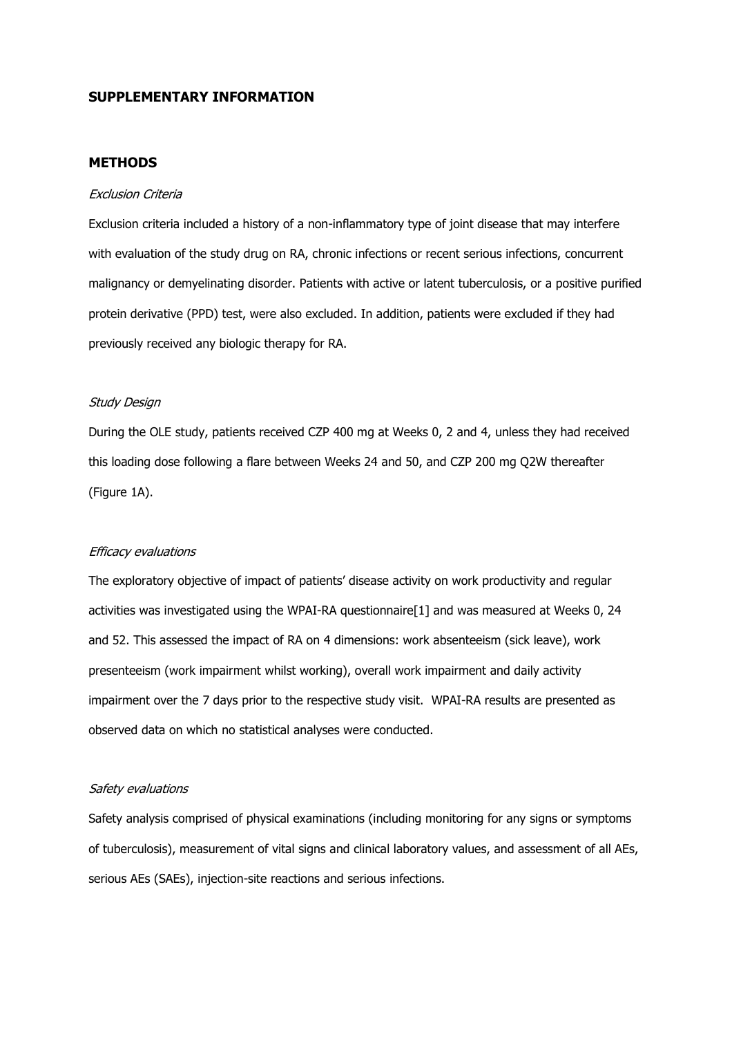## SUPPLEMENTARY INFORMATION

## METHODS

### *Exclusion Criteria*

Exclusion criteria included a history of a non-inflammatory type of joint disease that may interfere with evaluation of the study drug on RA, chronic infections or recent serious infections, concurrent malignancy or demyelinating disorder. Patients with active or latent tuberculosis, or a positive purified protein derivative (PPD) test, were also excluded. In addition, patients were excluded if they had previously received any biologic therapy for RA.

### *Study Design*

During the OLE study, patients received CZP 400 mg at Weeks 0, 2 and 4, unless they had received this loading dose following a flare between Weeks 24 and 50, and CZP 200 mg Q2W thereafter (Figure 1A).

### *Efficacy evaluations*

The exploratory objective of impact of patients' disease activity on work productivity and regular activities was investigated using the WPAI-RA questionnaire[1] and was measured at Weeks 0, 24 and 52. This assessed the impact of RA on 4 dimensions: work absenteeism (sick leave), work presenteeism (work impairment whilst working), overall work impairment and daily activity impairment over the 7 days prior to the respective study visit. WPAI-RA results are presented as observed data on which no statistical analyses were conducted.

### *Safety evaluations*

Safety analysis comprised of physical examinations (including monitoring for any signs or symptoms of tuberculosis), measurement of vital signs and clinical laboratory values, and assessment of all AEs, serious AEs (SAEs), injection-site reactions and serious infections.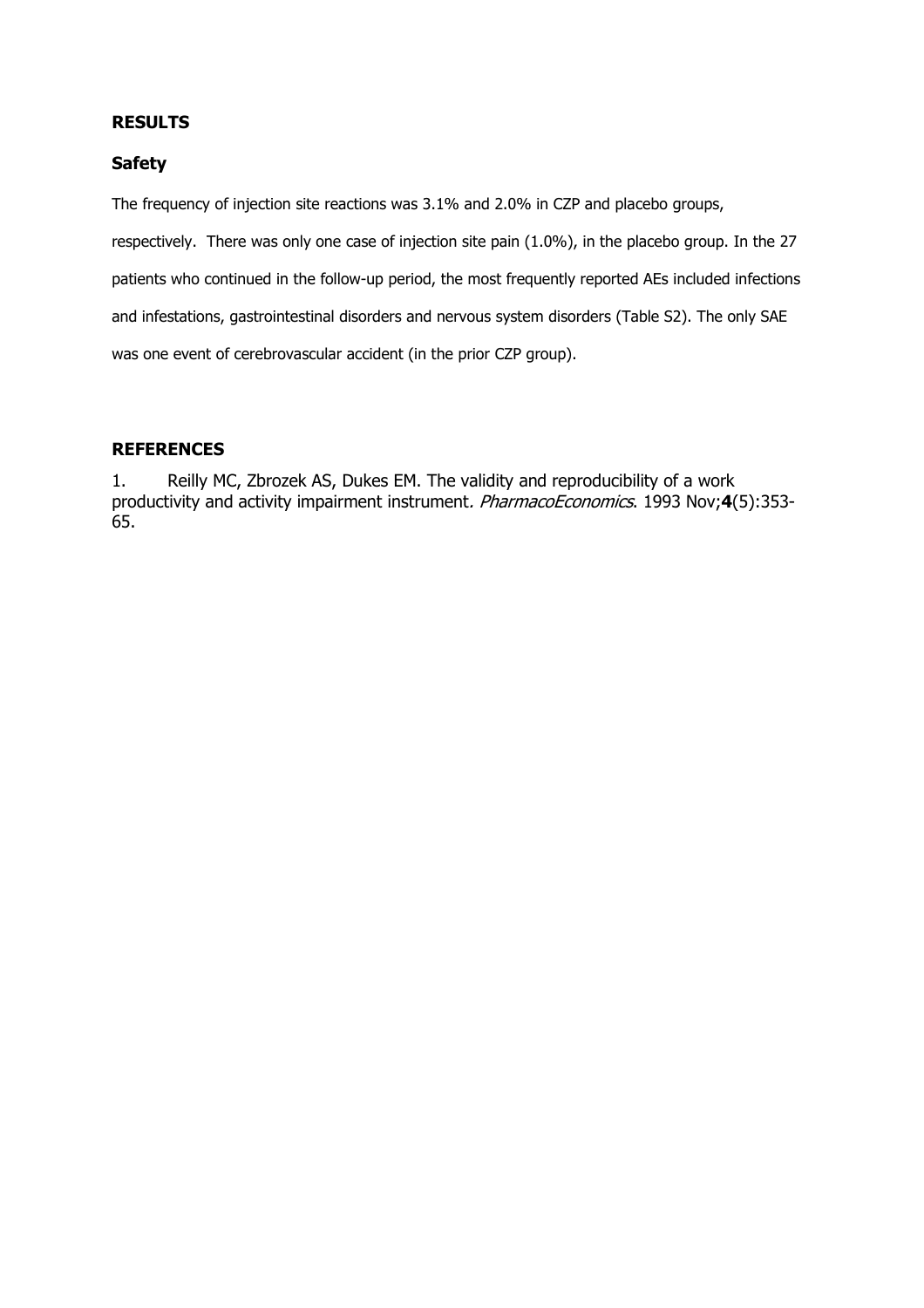## RESULTS

### Safety

The frequency of injection site reactions was 3.1% and 2.0% in CZP and placebo groups, respectively. There was only one case of injection site pain (1.0%), in the placebo group. In the 27 patients who continued in the follow-up period, the most frequently reported AEs included infections and infestations, gastrointestinal disorders and nervous system disorders (Table S2). The only SAE was one event of cerebrovascular accident (in the prior CZP group).

## REFERENCES

1. Reilly MC, Zbrozek AS, Dukes EM. The validity and reproducibility of a work productivity and activity impairment instrument. *PharmacoEconomics*. 1993 Nov;**4**(5):353-65.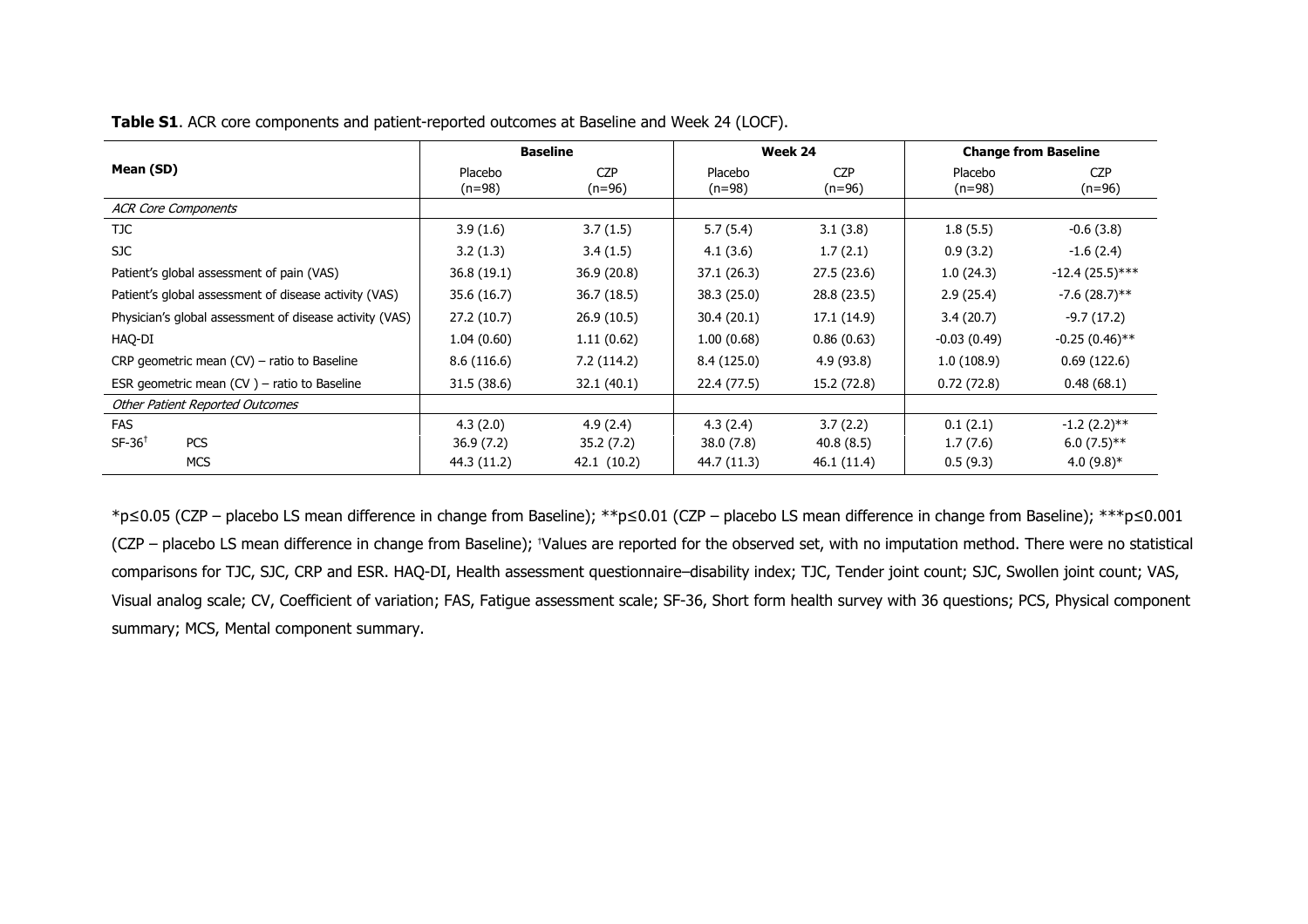**Table S1**. ACR core components and patient-reported outcomes at Baseline and Week 24 (LOCF).

| Mean (SD) | | Baseline | | Week 24 | | Change from Baseline | |
|---|---|---|---|---|---|---|---|
| | | Placebo (n=98) | CZP (n=96) | Placebo (n=98) | CZP (n=96) | Placebo (n=98) | CZP (n=96) |
| *ACR Core Components* | | | | | | | |
| TJC | | 3.9 (1.6) | 3.7 (1.5) | 5.7 (5.4) | 3.1 (3.8) | 1.8 (5.5) | -0.6 (3.8) |
| SJC | | 3.2 (1.3) | 3.4 (1.5) | 4.1 (3.6) | 1.7 (2.1) | 0.9 (3.2) | -1.6 (2.4) |
| Patient's global assessment of pain (VAS) | | 36.8 (19.1) | 36.9 (20.8) | 37.1 (26.3) | 27.5 (23.6) | 1.0 (24.3) | -12.4 (25.5)*** |
| Patient's global assessment of disease activity (VAS) | | 35.6 (16.7) | 36.7 (18.5) | 38.3 (25.0) | 28.8 (23.5) | 2.9 (25.4) | -7.6 (28.7)** |
| Physician's global assessment of disease activity (VAS) | | 27.2 (10.7) | 26.9 (10.5) | 30.4 (20.1) | 17.1 (14.9) | 3.4 (20.7) | -9.7 (17.2) |
| HAQ-DI | | 1.04 (0.60) | 1.11 (0.62) | 1.00 (0.68) | 0.86 (0.63) | -0.03 (0.49) | -0.25 (0.46)** |
| CRP geometric mean (CV) – ratio to Baseline | | 8.6 (116.6) | 7.2 (114.2) | 8.4 (125.0) | 4.9 (93.8) | 1.0 (108.9) | 0.69 (122.6) |
| ESR geometric mean (CV ) – ratio to Baseline | | 31.5 (38.6) | 32.1 (40.1) | 22.4 (77.5) | 15.2 (72.8) | 0.72 (72.8) | 0.48 (68.1) |
| *Other Patient Reported Outcomes* | | | | | | | |
| FAS | | 4.3 (2.0) | 4.9 (2.4) | 4.3 (2.4) | 3.7 (2.2) | 0.1 (2.1) | -1.2 (2.2)** |
| SF-36† | PCS | 36.9 (7.2) | 35.2 (7.2) | 38.0 (7.8) | 40.8 (8.5) | 1.7 (7.6) | 6.0 (7.5)** |
| | MCS | 44.3 (11.2) | 42.1 (10.2) | 44.7 (11.3) | 46.1 (11.4) | 0.5 (9.3) | 4.0 (9.8)* |

*p≤0.05 (CZP – placebo LS mean difference in change from Baseline); **p≤0.01 (CZP – placebo LS mean difference in change from Baseline); ***p≤0.001 (CZP – placebo LS mean difference in change from Baseline); †Values are reported for the observed set, with no imputation method. There were no statistical comparisons for TJC, SJC, CRP and ESR. HAQ-DI, Health assessment questionnaire–disability index; TJC, Tender joint count; SJC, Swollen joint count; VAS, Visual analog scale; CV, Coefficient of variation; FAS, Fatigue assessment scale; SF-36, Short form health survey with 36 questions; PCS, Physical component summary; MCS, Mental component summary.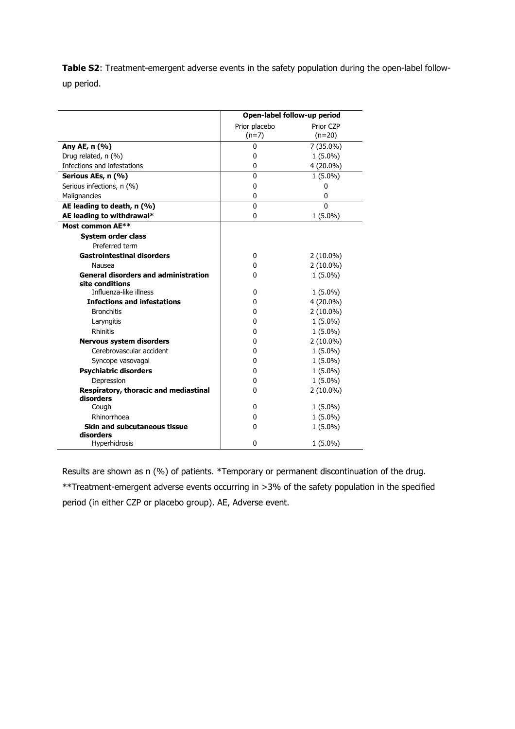**Table S2**: Treatment-emergent adverse events in the safety population during the open-label follow-up period.

| | Open-label follow-up period | |
|---|---|---|
| | Prior placebo (n=7) | Prior CZP (n=20) |
| **Any AE, n (%)** | 0 | 7 (35.0%) |
| Drug related, n (%) | 0 | 1 (5.0%) |
| Infections and infestations | 0 | 4 (20.0%) |
| **Serious AEs, n (%)** | 0 | 1 (5.0%) |
| Serious infections, n (%) | 0 | 0 |
| Malignancies | 0 | 0 |
| **AE leading to death, n (%)** | 0 | 0 |
| **AE leading to withdrawal*** | 0 | 1 (5.0%) |
| **Most common AE**** | | |
| **System order class** | | |
| Preferred term | | |
| **Gastrointestinal disorders** | 0 | 2 (10.0%) |
| Nausea | 0 | 2 (10.0%) |
| **General disorders and administration site conditions** | 0 | 1 (5.0%) |
| Influenza-like illness | 0 | 1 (5.0%) |
| **Infections and infestations** | 0 | 4 (20.0%) |
| Bronchitis | 0 | 2 (10.0%) |
| Laryngitis | 0 | 1 (5.0%) |
| Rhinitis | 0 | 1 (5.0%) |
| **Nervous system disorders** | 0 | 2 (10.0%) |
| Cerebrovascular accident | 0 | 1 (5.0%) |
| Syncope vasovagal | 0 | 1 (5.0%) |
| **Psychiatric disorders** | 0 | 1 (5.0%) |
| Depression | 0 | 1 (5.0%) |
| **Respiratory, thoracic and mediastinal disorders** | 0 | 2 (10.0%) |
| Cough | 0 | 1 (5.0%) |
| Rhinorrhoea | 0 | 1 (5.0%) |
| **Skin and subcutaneous tissue disorders** | 0 | 1 (5.0%) |
| Hyperhidrosis | 0 | 1 (5.0%) |

Results are shown as n (%) of patients. *Temporary or permanent discontinuation of the drug. **Treatment-emergent adverse events occurring in >3% of the safety population in the specified period (in either CZP or placebo group). AE, Adverse event.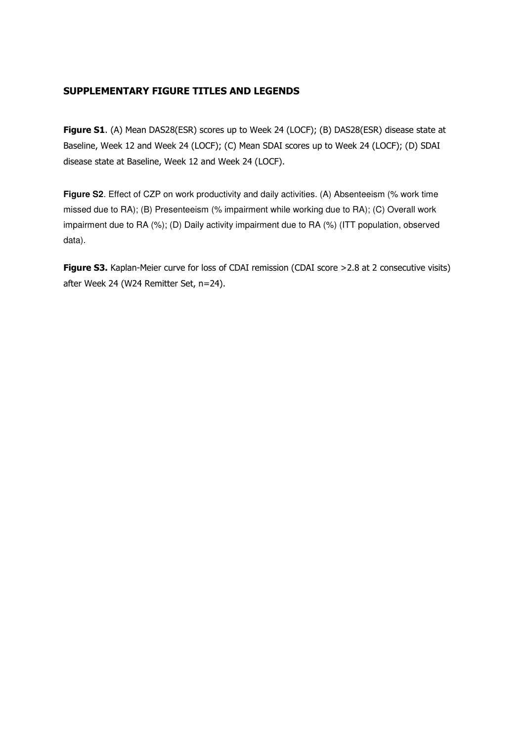## SUPPLEMENTARY FIGURE TITLES AND LEGENDS

**Figure S1**. (A) Mean DAS28(ESR) scores up to Week 24 (LOCF); (B) DAS28(ESR) disease state at Baseline, Week 12 and Week 24 (LOCF); (C) Mean SDAI scores up to Week 24 (LOCF); (D) SDAI disease state at Baseline, Week 12 and Week 24 (LOCF).

**Figure S2**. Effect of CZP on work productivity and daily activities. (A) Absenteeism (% work time missed due to RA); (B) Presenteeism (% impairment while working due to RA); (C) Overall work impairment due to RA (%); (D) Daily activity impairment due to RA (%) (ITT population, observed data).

**Figure S3.** Kaplan-Meier curve for loss of CDAI remission (CDAI score >2.8 at 2 consecutive visits) after Week 24 (W24 Remitter Set, n=24).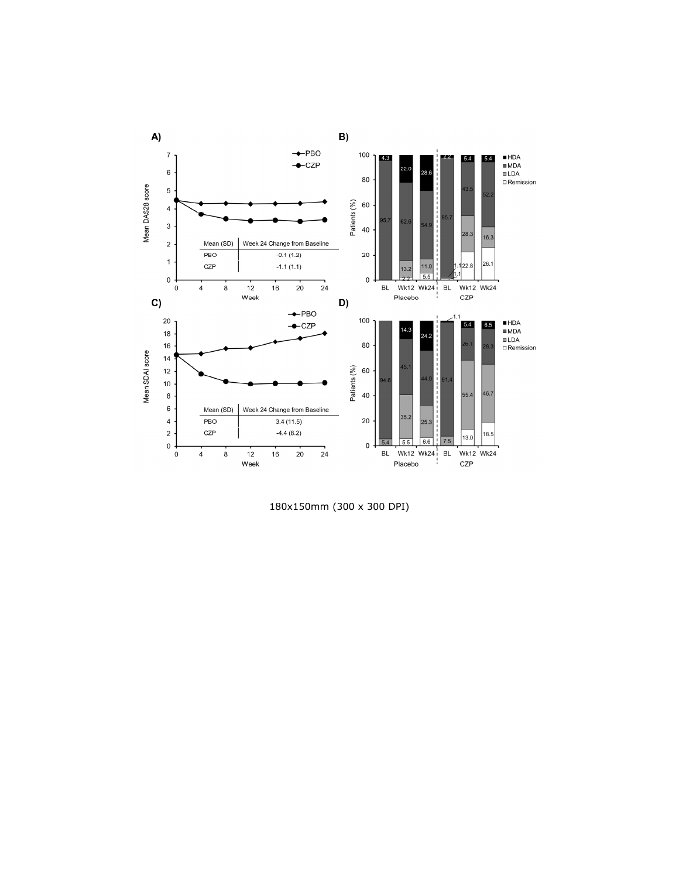180x150mm (300 x 300 DPI)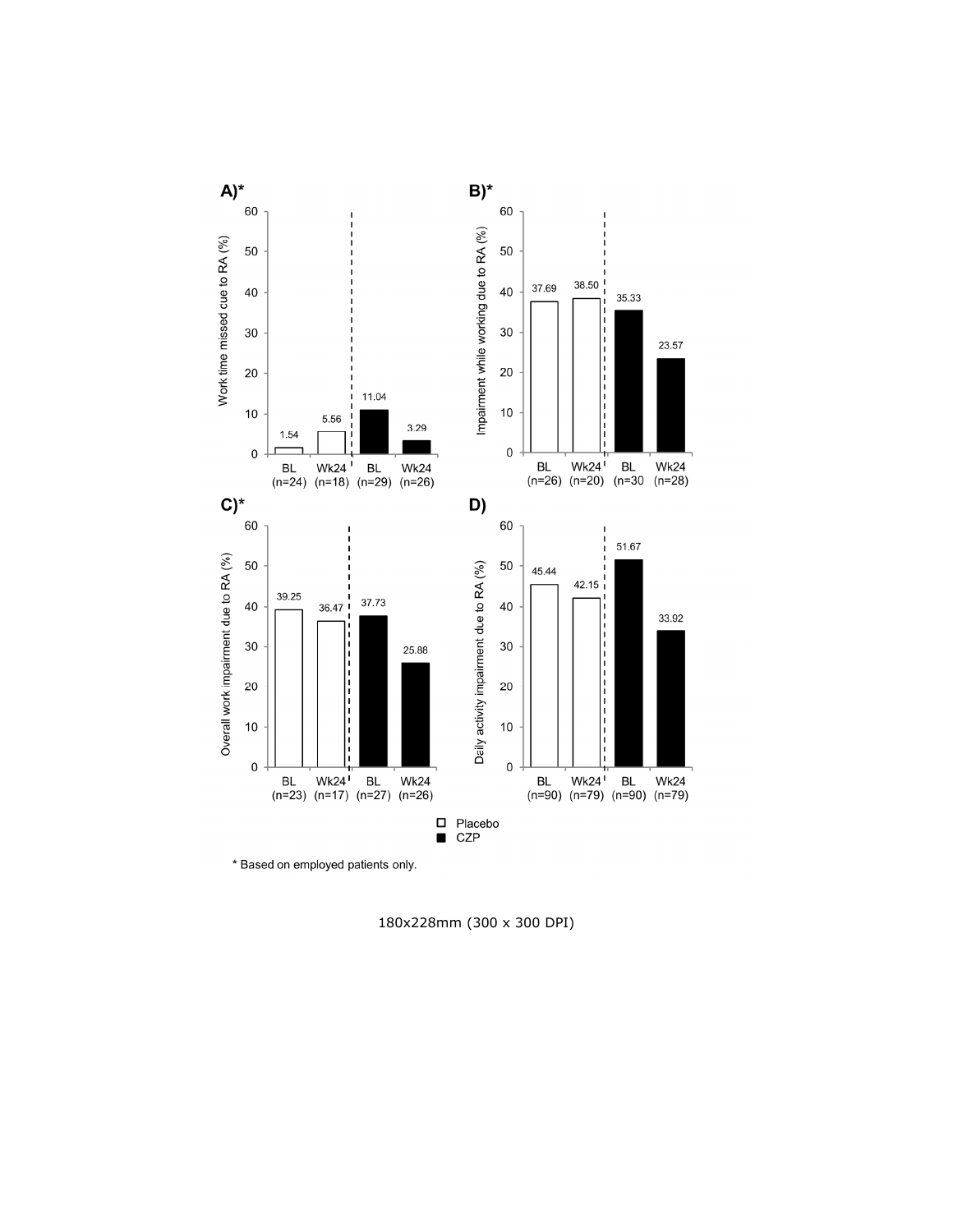**A)***

| | Placebo BL (n=24) | Placebo Wk24 (n=18) | CZP BL (n=29) | CZP Wk24 (n=26) |
|---|---|---|---|---|
| Work time missed cue to RA (%) | 1.54 | 5.56 | 11.04 | 3.29 |

**B)***

| | Placebo BL (n=26) | Placebo Wk24 (n=20) | CZP BL (n=30 | CZP Wk24 (n=28) |
|---|---|---|---|---|
| Impairment while working due to RA (%) | 37.69 | 38.50 | 35.33 | 23.57 |

**C)***

| | Placebo BL (n=23) | Placebo Wk24 (n=17) | CZP BL (n=27) | CZP Wk24 (n=26) |
|---|---|---|---|---|
| Overall work impairment due to RA (%) | 39.25 | 36.47 | 37.73 | 25.88 |

**D)**

| | Placebo BL (n=90) | Placebo Wk24 (n=79) | CZP BL (n=90) | CZP Wk24 (n=79) |
|---|---|---|---|---|
| Daily activity impairment due to RA (%) | 45.44 | 42.15 | 51.67 | 33.92 |

□ Placebo
■ CZP

* Based on employed patients only.

180x228mm (300 x 300 DPI)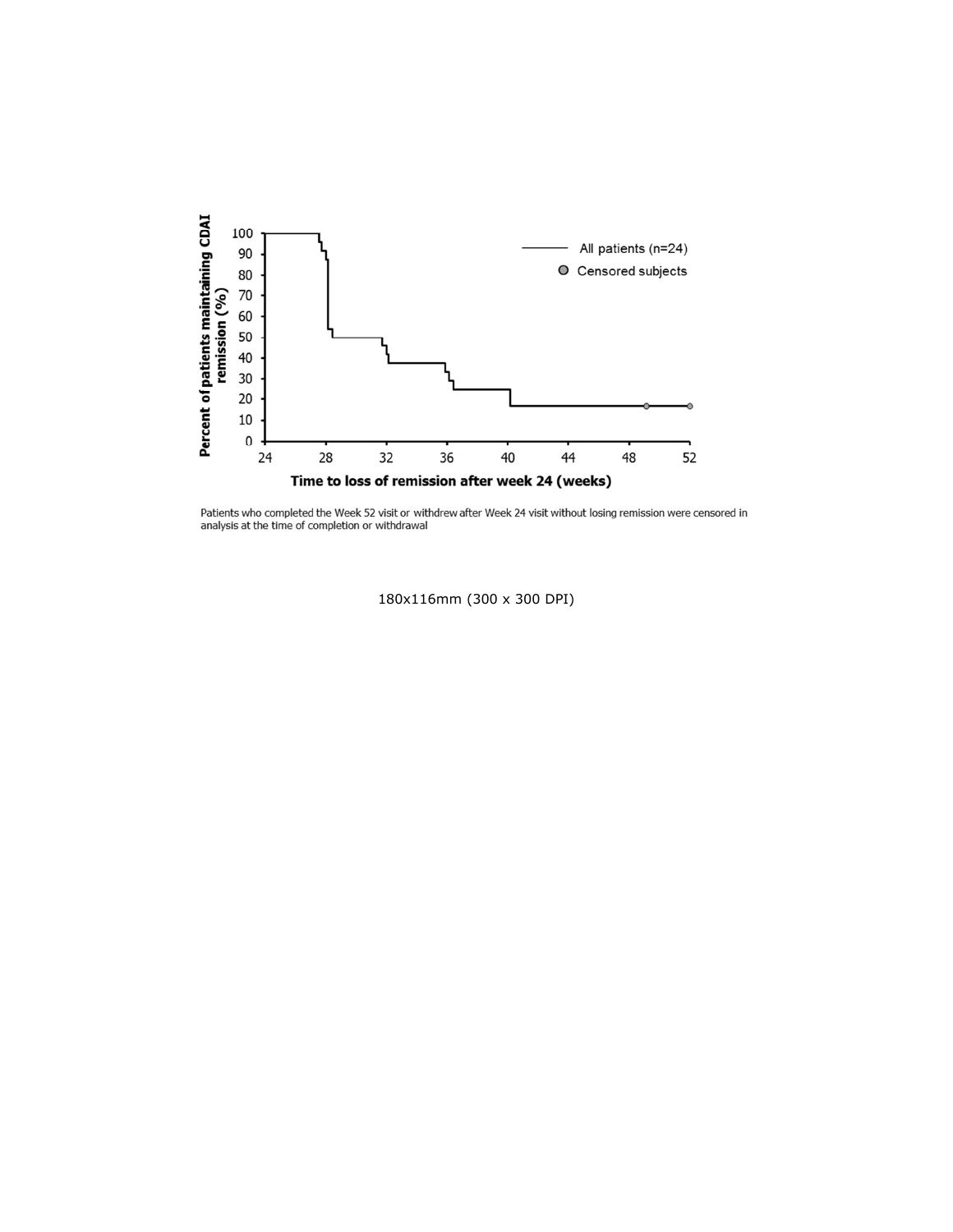Percent of patients maintaining CDAI remission (%)

100
90
80
70
60
50
40
30
20
10
0

24
28
32
36
40
44
48
52

Time to loss of remission after week 24 (weeks)

All patients (n=24)

Censored subjects

Patients who completed the Week 52 visit or withdrew after Week 24 visit without losing remission were censored in analysis at the time of completion or withdrawal

180x116mm (300 x 300 DPI)